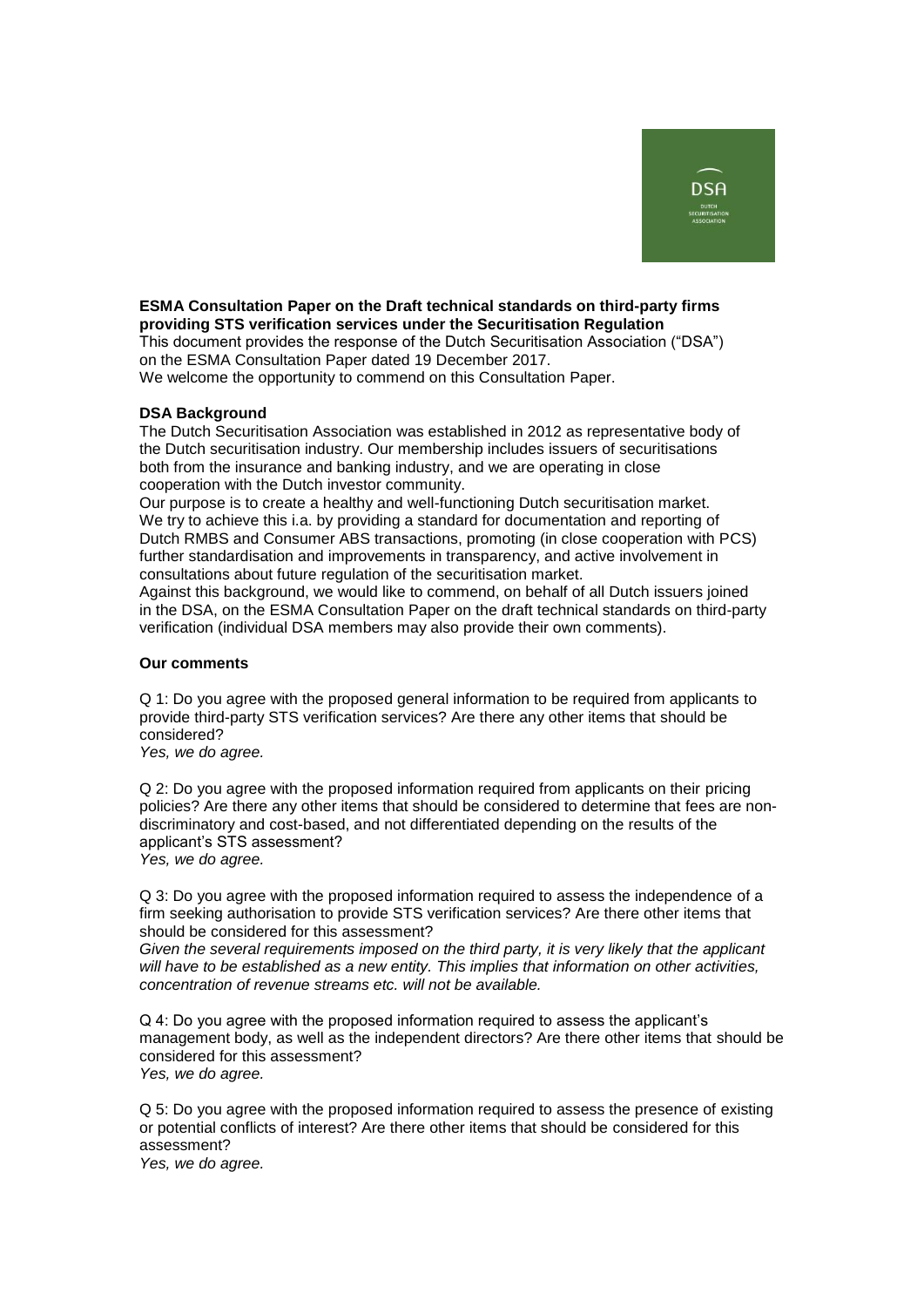**ESMA Consultation Paper on the Draft technical standards on third-party firms providing STS verification services under the Securitisation Regulation**

This document provides the response of the Dutch Securitisation Association ("DSA") on the ESMA Consultation Paper dated 19 December 2017.

We welcome the opportunity to commend on this Consultation Paper.

**DSA Background**

The Dutch Securitisation Association was established in 2012 as representative body of the Dutch securitisation industry. Our membership includes issuers of securitisations both from the insurance and banking industry, and we are operating in close cooperation with the Dutch investor community.

Our purpose is to create a healthy and well-functioning Dutch securitisation market. We try to achieve this i.a. by providing a standard for documentation and reporting of Dutch RMBS and Consumer ABS transactions, promoting (in close cooperation with PCS) further standardisation and improvements in transparency, and active involvement in consultations about future regulation of the securitisation market.

Against this background, we would like to commend, on behalf of all Dutch issuers joined in the DSA, on the ESMA Consultation Paper on the draft technical standards on third-party verification (individual DSA members may also provide their own comments).

**Our comments**

Q 1: Do you agree with the proposed general information to be required from applicants to provide third-party STS verification services? Are there any other items that should be considered?

*Yes, we do agree.*

Q 2: Do you agree with the proposed information required from applicants on their pricing policies? Are there any other items that should be considered to determine that fees are non-discriminatory and cost-based, and not differentiated depending on the results of the applicant's STS assessment?

*Yes, we do agree.*

Q 3: Do you agree with the proposed information required to assess the independence of a firm seeking authorisation to provide STS verification services? Are there other items that should be considered for this assessment?

*Given the several requirements imposed on the third party, it is very likely that the applicant will have to be established as a new entity. This implies that information on other activities, concentration of revenue streams etc. will not be available.*

Q 4: Do you agree with the proposed information required to assess the applicant's management body, as well as the independent directors? Are there other items that should be considered for this assessment?

*Yes, we do agree.*

Q 5: Do you agree with the proposed information required to assess the presence of existing or potential conflicts of interest? Are there other items that should be considered for this assessment?

*Yes, we do agree.*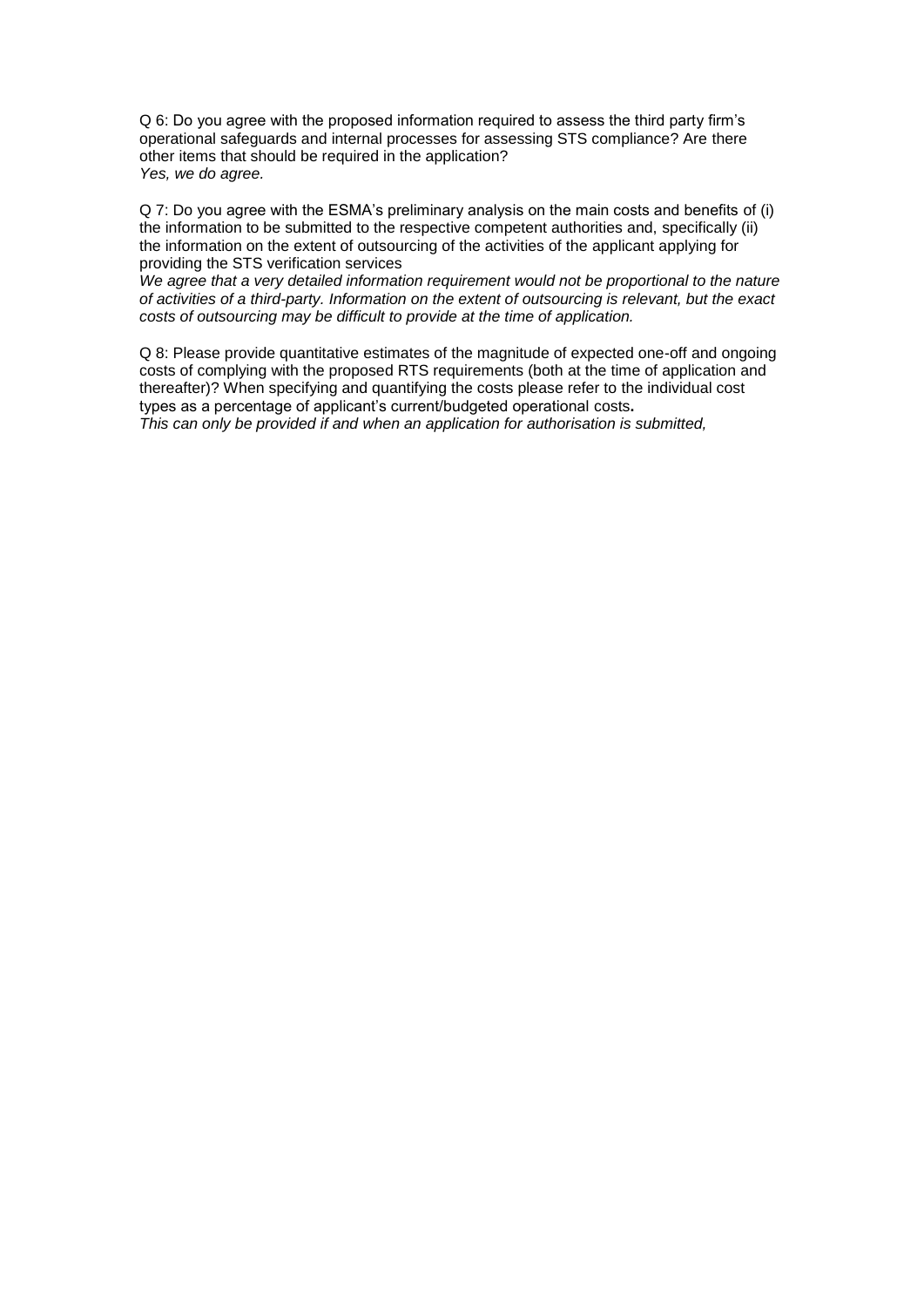Q 6: Do you agree with the proposed information required to assess the third party firm's operational safeguards and internal processes for assessing STS compliance? Are there other items that should be required in the application?
*Yes, we do agree.*

Q 7: Do you agree with the ESMA's preliminary analysis on the main costs and benefits of (i) the information to be submitted to the respective competent authorities and, specifically (ii) the information on the extent of outsourcing of the activities of the applicant applying for providing the STS verification services
*We agree that a very detailed information requirement would not be proportional to the nature of activities of a third-party. Information on the extent of outsourcing is relevant, but the exact costs of outsourcing may be difficult to provide at the time of application.*

Q 8: Please provide quantitative estimates of the magnitude of expected one-off and ongoing costs of complying with the proposed RTS requirements (both at the time of application and thereafter)? When specifying and quantifying the costs please refer to the individual cost types as a percentage of applicant's current/budgeted operational costs**.**
*This can only be provided if and when an application for authorisation is submitted,*